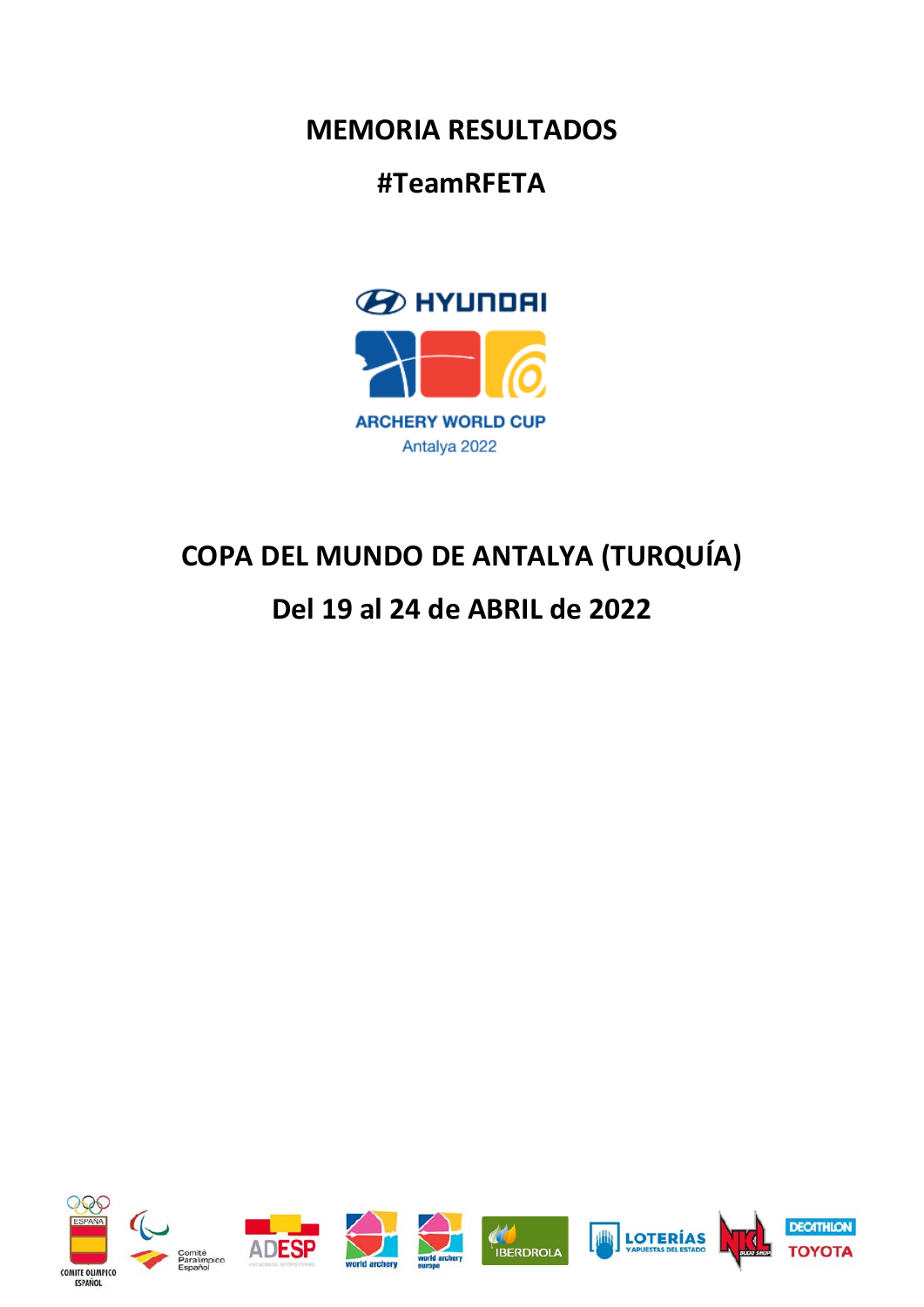# MEMORIA RESULTADOS

## #TeamRFETA

HYUNDAI

ARCHERY WORLD CUP

Antalya 2022

## COPA DEL MUNDO DE ANTALYA (TURQUÍA)

## Del 19 al 24 de ABRIL de 2022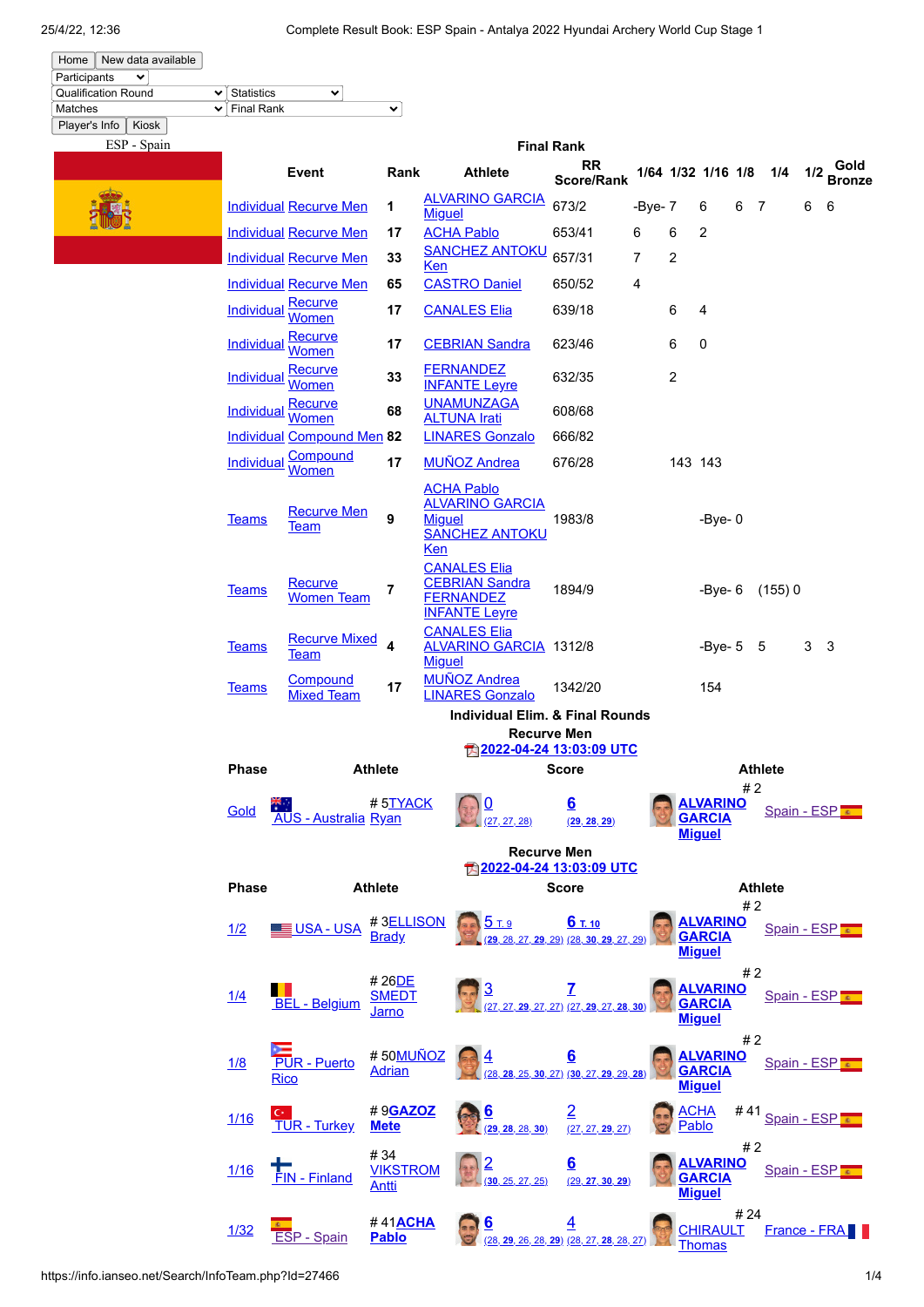Home | New data available

Participants

Qualification Round | Statistics

Matches | Final Rank

Player's Info | Kiosk

ESP - Spain

## Final Rank

| Event | | Rank | Athlete | RR Score/Rank | 1/64 | 1/32 | 1/16 | 1/8 | 1/4 | 1/2 | Gold Bronze |
|---|---|---|---|---|---|---|---|---|---|---|---|
| Individual | Recurve Men | 1 | ALVARINO GARCIA Miguel | 673/2 | -Bye- | 7 | 6 | 6 | 7 | 6 | 6 |
| Individual | Recurve Men | 17 | ACHA Pablo | 653/41 | 6 | 6 | 2 | | | | |
| Individual | Recurve Men | 33 | SANCHEZ ANTOKU Ken | 657/31 | 7 | 2 | | | | | |
| Individual | Recurve Men | 65 | CASTRO Daniel | 650/52 | 4 | | | | | | |
| Individual | Recurve Women | 17 | CANALES Elia | 639/18 | | 6 | 4 | | | | |
| Individual | Recurve Women | 17 | CEBRIAN Sandra | 623/46 | | 6 | 0 | | | | |
| Individual | Recurve Women | 33 | FERNANDEZ INFANTE Leyre | 632/35 | | 2 | | | | | |
| Individual | Recurve Women | 68 | UNAMUNZAGA ALTUNA Irati | 608/68 | | | | | | | |
| Individual | Compound Men | 82 | LINARES Gonzalo | 666/82 | | | | | | | |
| Individual | Compound Women | 17 | MUÑOZ Andrea | 676/28 | | 143 | 143 | | | | |
| Teams | Recurve Men Team | 9 | ACHA Pablo ALVARINO GARCIA Miguel SANCHEZ ANTOKU Ken | 1983/8 | | | -Bye- | 0 | | | |
| Teams | Recurve Women Team | 7 | CANALES Elia CEBRIAN Sandra FERNANDEZ INFANTE Leyre | 1894/9 | | | -Bye- | 6 | (155) 0 | | |
| Teams | Recurve Mixed Team | 4 | CANALES Elia ALVARINO GARCIA Miguel | 1312/8 | | | -Bye- | 5 | 5 | 3 | 3 |
| Teams | Compound Mixed Team | 17 | MUÑOZ Andrea LINARES Gonzalo | 1342/20 | | | 154 | | | | |

## Individual Elim. & Final Rounds

### Recurve Men

2022-04-24 13:03:09 UTC

| Phase | Athlete | | Score | | Athlete | |
|---|---|---|---|---|---|---|
| Gold | AUS - Australia | # 5 TYACK Ryan | 0 (27, 27, 28) | 6 (29, 28, 29) | # 2 ALVARINO GARCIA Miguel | Spain - ESP |

### Recurve Men

2022-04-24 13:03:09 UTC

| Phase | Athlete | | Score | | Athlete | |
|---|---|---|---|---|---|---|
| 1/2 | USA - USA | # 3 ELLISON Brady | 5 T. 9 (29, 28, 27, 29, 29) | 6 T. 10 (28, 30, 29, 27, 29) | # 2 ALVARINO GARCIA Miguel | Spain - ESP |
| 1/4 | BEL - Belgium | # 26 DE SMEDT Jarno | 3 (27, 27, 29, 27, 27) | 7 (27, 29, 27, 28, 30) | # 2 ALVARINO GARCIA Miguel | Spain - ESP |
| 1/8 | PUR - Puerto Rico | # 50 MUÑOZ Adrian | 4 (28, 28, 25, 30, 27) | 6 (30, 27, 29, 29, 28) | # 2 ALVARINO GARCIA Miguel | Spain - ESP |
| 1/16 | TUR - Turkey | # 9 GAZOZ Mete | 6 (29, 28, 28, 30) | 2 (27, 27, 29, 27) | # 41 ACHA Pablo | Spain - ESP |
| 1/16 | FIN - Finland | # 34 VIKSTROM Antti | 2 (30, 25, 27, 25) | 6 (29, 27, 30, 29) | # 2 ALVARINO GARCIA Miguel | Spain - ESP |
| 1/32 | ESP - Spain | # 41 ACHA Pablo | 6 (28, 29, 26, 28, 29) | 4 (28, 27, 28, 28, 27) | # 24 CHIRAULT Thomas | France - FRA |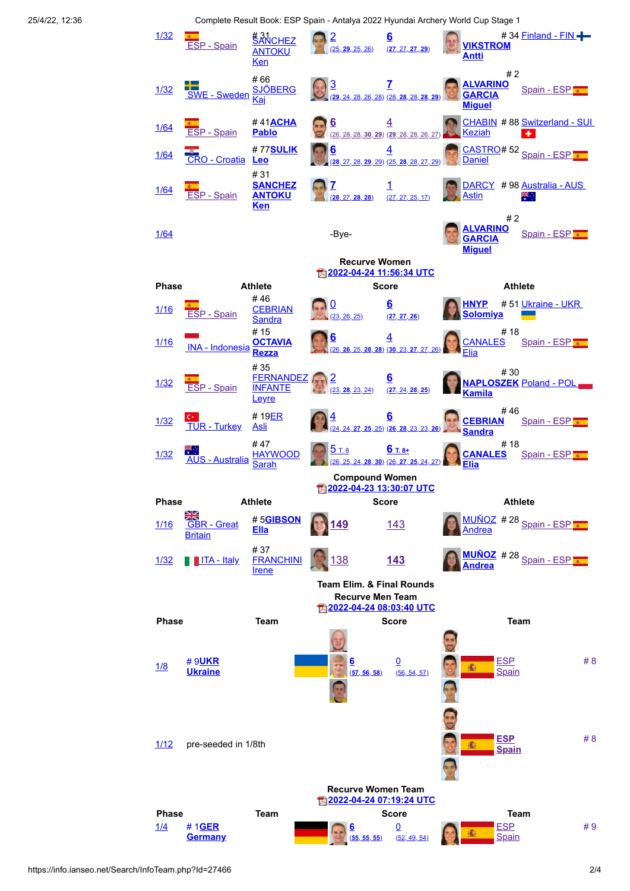| Phase | Athlete | | Score | | Athlete | |
|---|---|---|---|---|---|---|
| 1/32 | ESP - Spain | # 31 SANCHEZ ANTOKU Ken | 2 (25, 29, 25, 26) | 6 (27, 27, 27, 29) | # 34 VIKSTROM Antti | Finland - FIN |
| 1/32 | SWE - Sweden | # 66 SJÖBERG Kaj | 3 (29, 24, 28, 26, 28) | 7 (28, 28, 28, 28, 29) | # 2 ALVARINO GARCIA Miguel | Spain - ESP |
| 1/64 | ESP - Spain | # 41 ACHA Pablo | 6 (26, 28, 28, 30, 29) | 4 (29, 28, 28, 26, 27) | # 88 CHABIN Keziah | Switzerland - SUI |
| 1/64 | CRO - Croatia | # 77 SULIK Leo | 6 (28, 27, 28, 29, 29) | 4 (25, 28, 28, 27, 29) | # 52 CASTRO Daniel | Spain - ESP |
| 1/64 | ESP - Spain | # 31 SANCHEZ ANTOKU Ken | 7 (28, 27, 28, 28) | 1 (27, 27, 25, 17) | # 98 DARCY Astin | Australia - AUS |
| 1/64 | | | -Bye- | | # 2 ALVARINO GARCIA Miguel | Spain - ESP |

### Recurve Women

2022-04-24 11:56:34 UTC

| Phase | Athlete | | Score | | Athlete | |
|---|---|---|---|---|---|---|
| 1/16 | ESP - Spain | # 46 CEBRIAN Sandra | 0 (23, 26, 25) | 6 (27, 27, 26) | # 51 HNYP Solomiya | Ukraine - UKR |
| 1/16 | INA - Indonesia | # 15 OCTAVIA Rezza | 6 (26, 26, 25, 28, 28) | 4 (30, 23, 27, 27, 26) | # 18 CANALES Elia | Spain - ESP |
| 1/32 | ESP - Spain | # 35 FERNANDEZ INFANTE Leyre | 2 (23, 28, 23, 24) | 6 (27, 24, 28, 25) | # 30 NAPLOSZEK Kamila | Poland - POL |
| 1/32 | TUR - Turkey | # 19 ER Asli | 4 (24, 24, 27, 25, 25) | 6 (26, 28, 23, 23, 26) | # 46 CEBRIAN Sandra | Spain - ESP |
| 1/32 | AUS - Australia | # 47 HAYWOOD Sarah | 5 T. 8 (26, 25, 24, 28, 30) | 6 T. 8+ (26, 27, 25, 24, 27) | # 18 CANALES Elia | Spain - ESP |

### Compound Women

2022-04-23 13:30:07 UTC

| Phase | Athlete | | Score | | Athlete | |
|---|---|---|---|---|---|---|
| 1/16 | GBR - Great Britain | # 5 GIBSON Ella | 149 | 143 | # 28 MUÑOZ Andrea | Spain - ESP |
| 1/32 | ITA - Italy | # 37 FRANCHINI Irene | 138 | 143 | # 28 MUÑOZ Andrea | Spain - ESP |

## Team Elim. & Final Rounds

### Recurve Men Team

2022-04-24 08:03:40 UTC

| Phase | Team | Score | | Team | |
|---|---|---|---|---|---|
| 1/8 | # 9 UKR Ukraine | 6 (57, 56, 58) | 0 (56, 54, 57) | ESP Spain | # 8 |
| 1/12 | pre-seeded in 1/8th | | | ESP Spain | # 8 |

### Recurve Women Team

2022-04-24 07:19:24 UTC

| Phase | Team | Score | | Team | |
|---|---|---|---|---|---|
| 1/4 | # 1 GER Germany | 6 (55, 55, 55) | 0 (52, 49, 54) | ESP Spain | # 9 |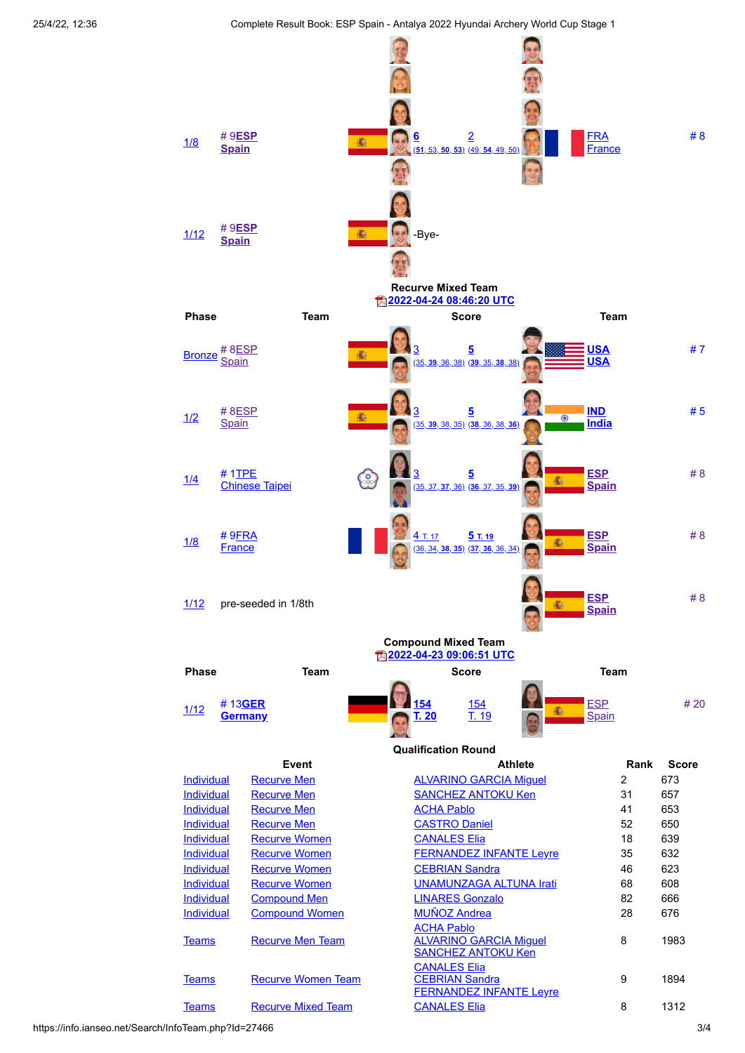| Phase | Team | | Score | | Team | |
|---|---|---|---|---|---|---|
| 1/8 | # 9ESP Spain | | 6 (51, 53, 50, 53) | 2 (49, 54, 49, 50) | FRA France | # 8 |
| 1/12 | # 9ESP Spain | | -Bye- | | | |

## Recurve Mixed Team

2022-04-24 08:46:20 UTC

| Phase | Team | | Score | | Team | |
|---|---|---|---|---|---|---|
| Bronze | # 8ESP Spain | | 3 (35, 39, 36, 38) | 5 (39, 35, 38, 38) | USA USA | # 7 |
| 1/2 | # 8ESP Spain | | 3 (35, 39, 38, 35) | 5 (38, 36, 38, 36) | IND India | # 5 |
| 1/4 | # 1TPE Chinese Taipei | | 3 (35, 37, 37, 36) | 5 (36, 37, 35, 39) | ESP Spain | # 8 |
| 1/8 | # 9FRA France | | 4 T. 17 (36, 34, 38, 35) | 5 T. 19 (37, 36, 36, 34) | ESP Spain | # 8 |
| 1/12 | pre-seeded in 1/8th | | | | ESP Spain | # 8 |

## Compound Mixed Team

2022-04-23 09:06:51 UTC

| Phase | Team | | Score | | Team | |
|---|---|---|---|---|---|---|
| 1/12 | # 13GER Germany | | 154 T. 20 | 154 T. 19 | ESP Spain | # 20 |

## Qualification Round

| Event | | Athlete | Rank | Score |
|---|---|---|---|---|
| Individual | Recurve Men | ALVARINO GARCIA Miguel | 2 | 673 |
| Individual | Recurve Men | SANCHEZ ANTOKU Ken | 31 | 657 |
| Individual | Recurve Men | ACHA Pablo | 41 | 653 |
| Individual | Recurve Men | CASTRO Daniel | 52 | 650 |
| Individual | Recurve Women | CANALES Elia | 18 | 639 |
| Individual | Recurve Women | FERNANDEZ INFANTE Leyre | 35 | 632 |
| Individual | Recurve Women | CEBRIAN Sandra | 46 | 623 |
| Individual | Recurve Women | UNAMUNZAGA ALTUNA Irati | 68 | 608 |
| Individual | Compound Men | LINARES Gonzalo | 82 | 666 |
| Individual | Compound Women | MUÑOZ Andrea | 28 | 676 |
| Teams | Recurve Men Team | ACHA Pablo<br>ALVARINO GARCIA Miguel<br>SANCHEZ ANTOKU Ken | 8 | 1983 |
| Teams | Recurve Women Team | CANALES Elia<br>CEBRIAN Sandra<br>FERNANDEZ INFANTE Leyre | 9 | 1894 |
| Teams | Recurve Mixed Team | CANALES Elia | 8 | 1312 |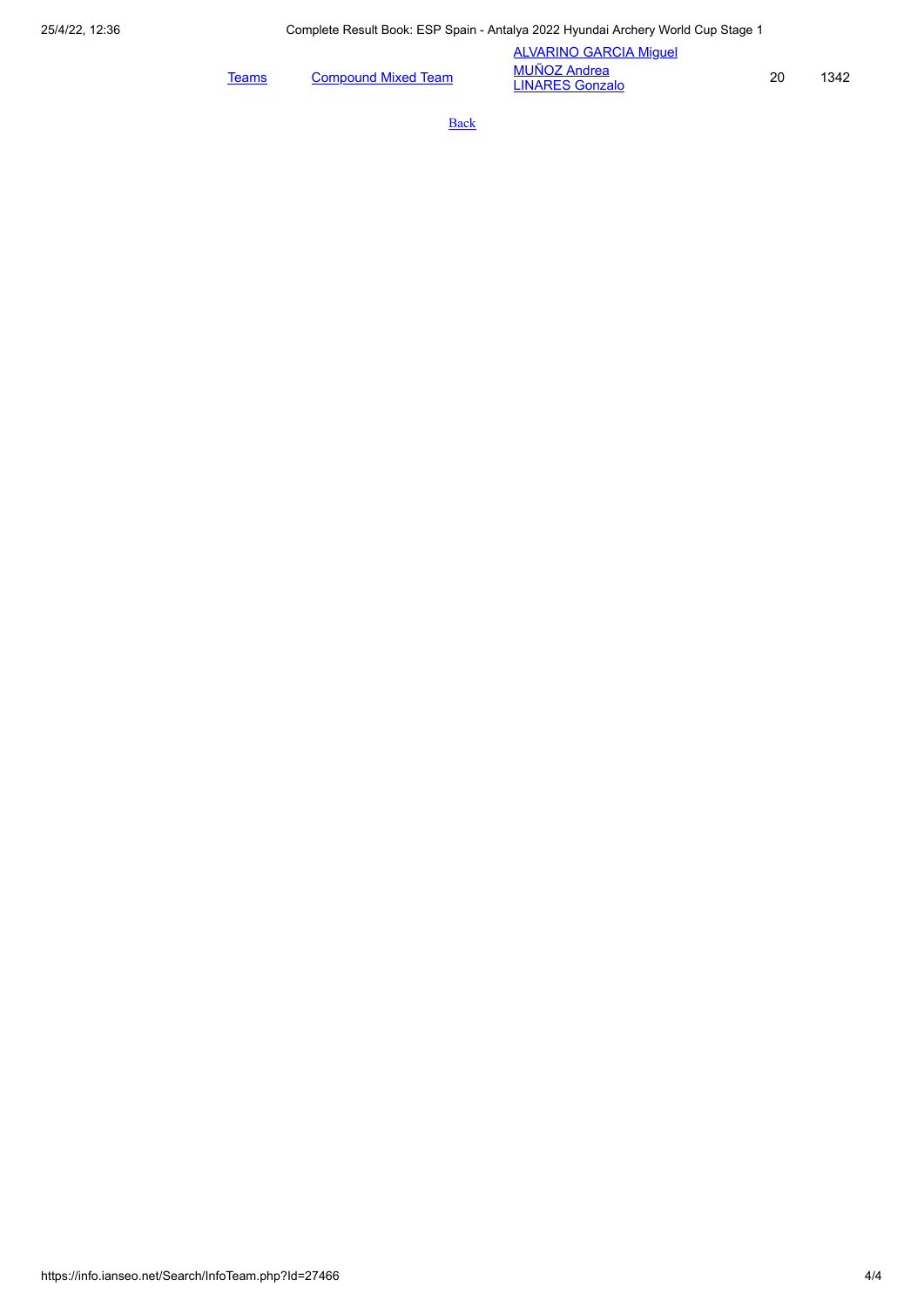| | | | | |
|---|---|---|---|---|
| Teams | Compound Mixed Team | ALVARINO GARCIA Miguel<br>MUÑOZ Andrea<br>LINARES Gonzalo | 20 | 1342 |

Back